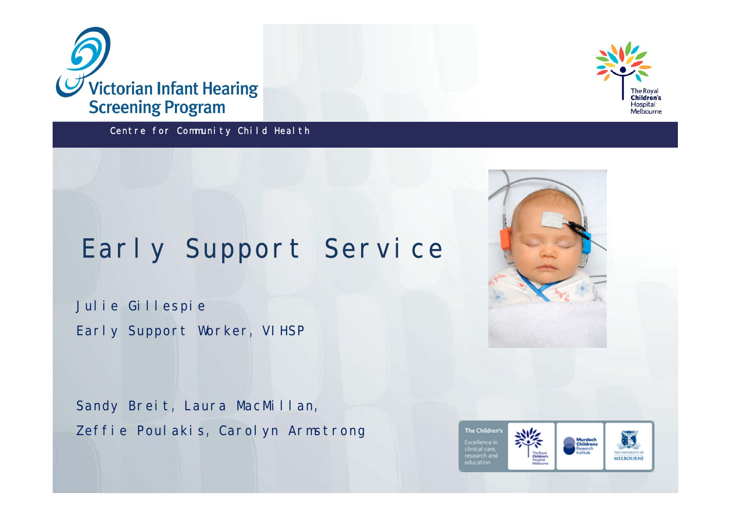Victorian Infant Hearing Screening Program

Centre for Community Child Health

# Early Support Service

Julie Gillespie

Early Support Worker, VIHSP

Sandy Breit, Laura MacMillan,

Zeffie Poulakis, Carolyn Armstrong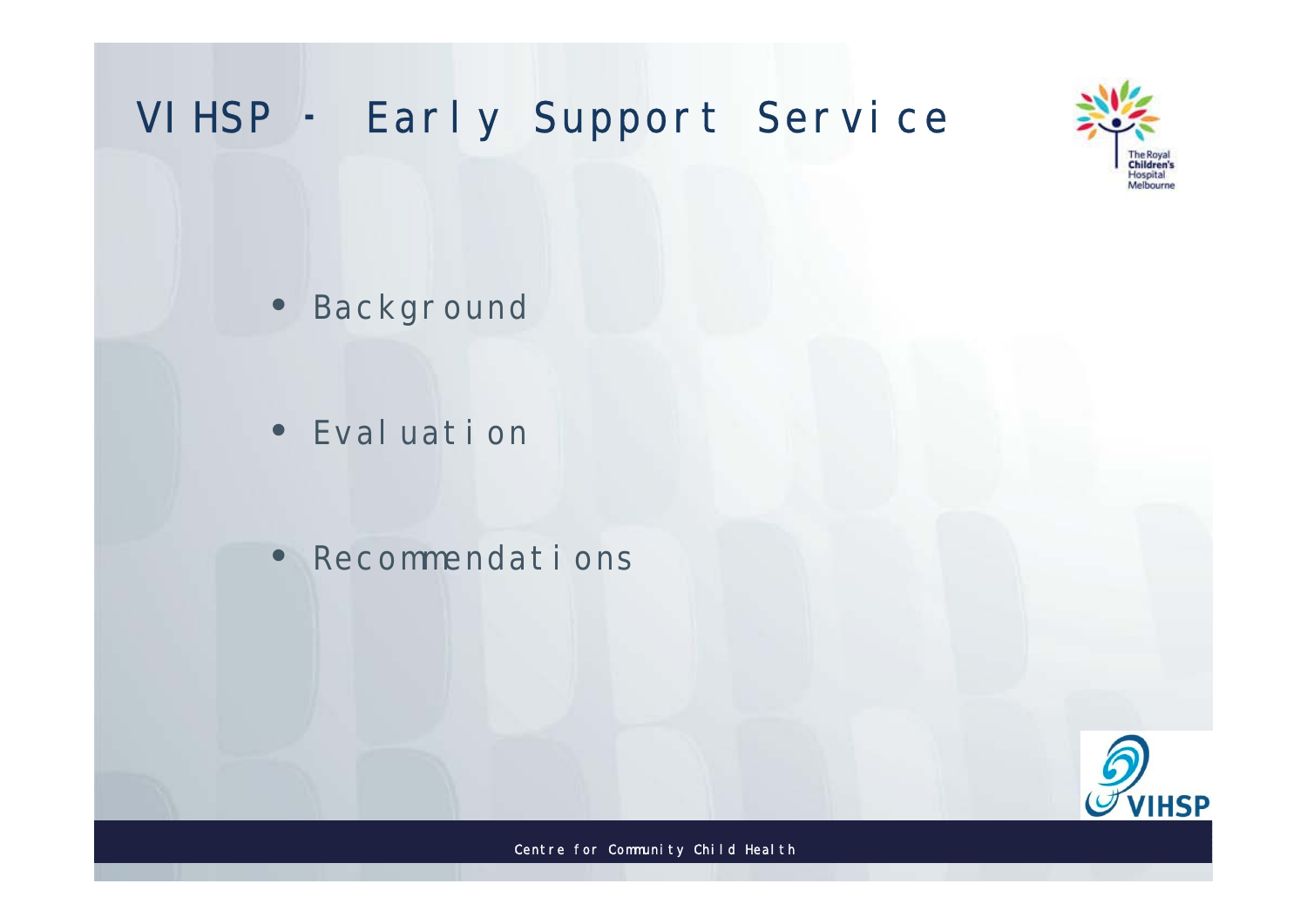# VIHSP - Early Support Service

- Background
- Evaluation
- Recommendations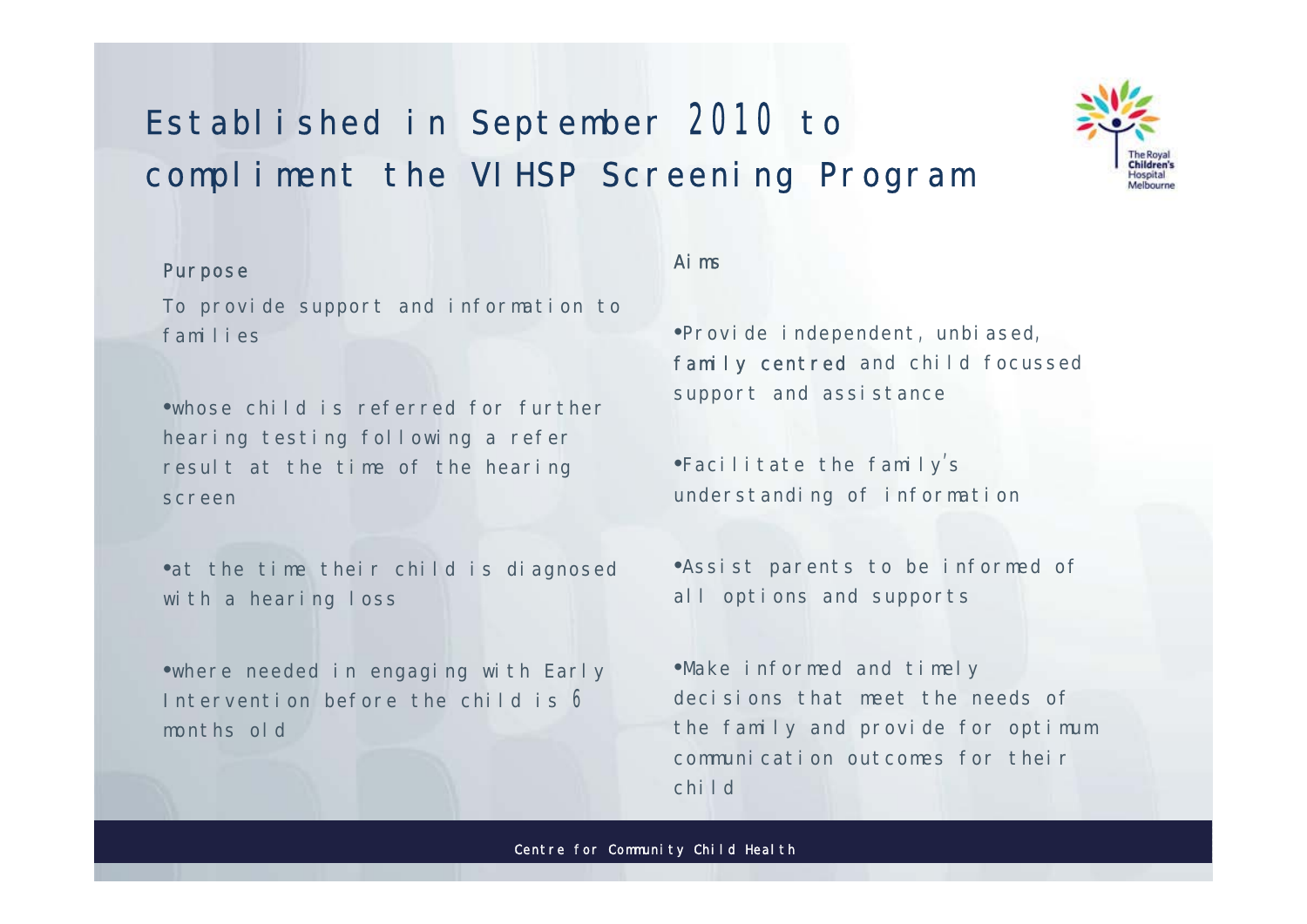# Established in September 2010 to compliment the VIHSP Screening Program

## Purpose

To provide support and information to families

- whose child is referred for further hearing testing following a refer result at the time of the hearing screen
- at the time their child is diagnosed with a hearing loss
- where needed in engaging with Early Intervention before the child is 6 months old

## Aims

- Provide independent, unbiased, family centred and child focussed support and assistance
- Facilitate the family's understanding of information
- Assist parents to be informed of all options and supports
- Make informed and timely decisions that meet the needs of the family and provide for optimum communication outcomes for their child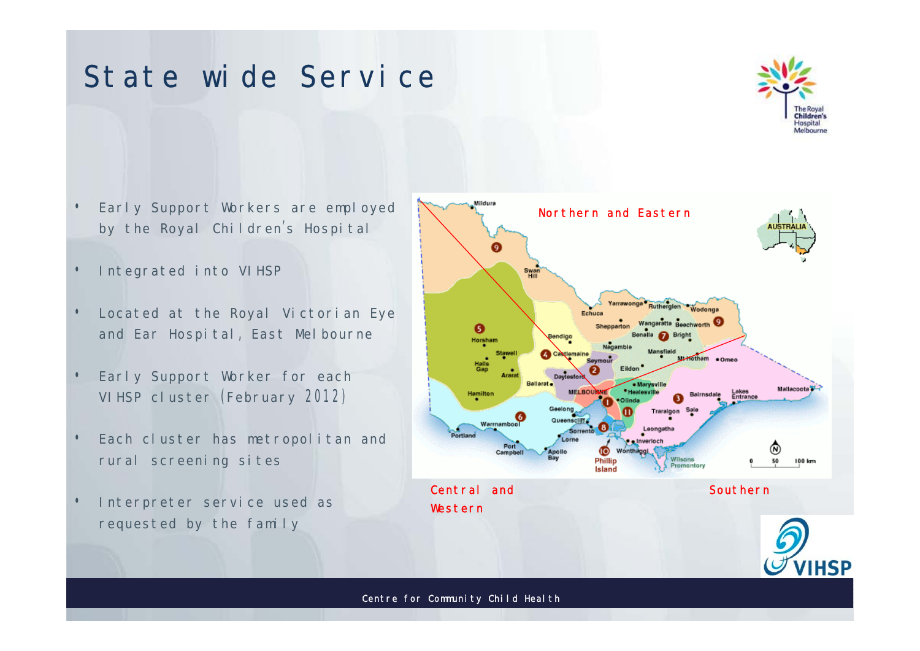# State wide Service

- Early Support Workers are employed by the Royal Children's Hospital
- Integrated into VIHSP
- Located at the Royal Victorian Eye and Ear Hospital, East Melbourne
- Early Support Worker for each VIHSP cluster (February 2012)
- Each cluster has metropolitan and rural screening sites
- Interpreter service used as requested by the family

Northern and Eastern

Central and Western

Southern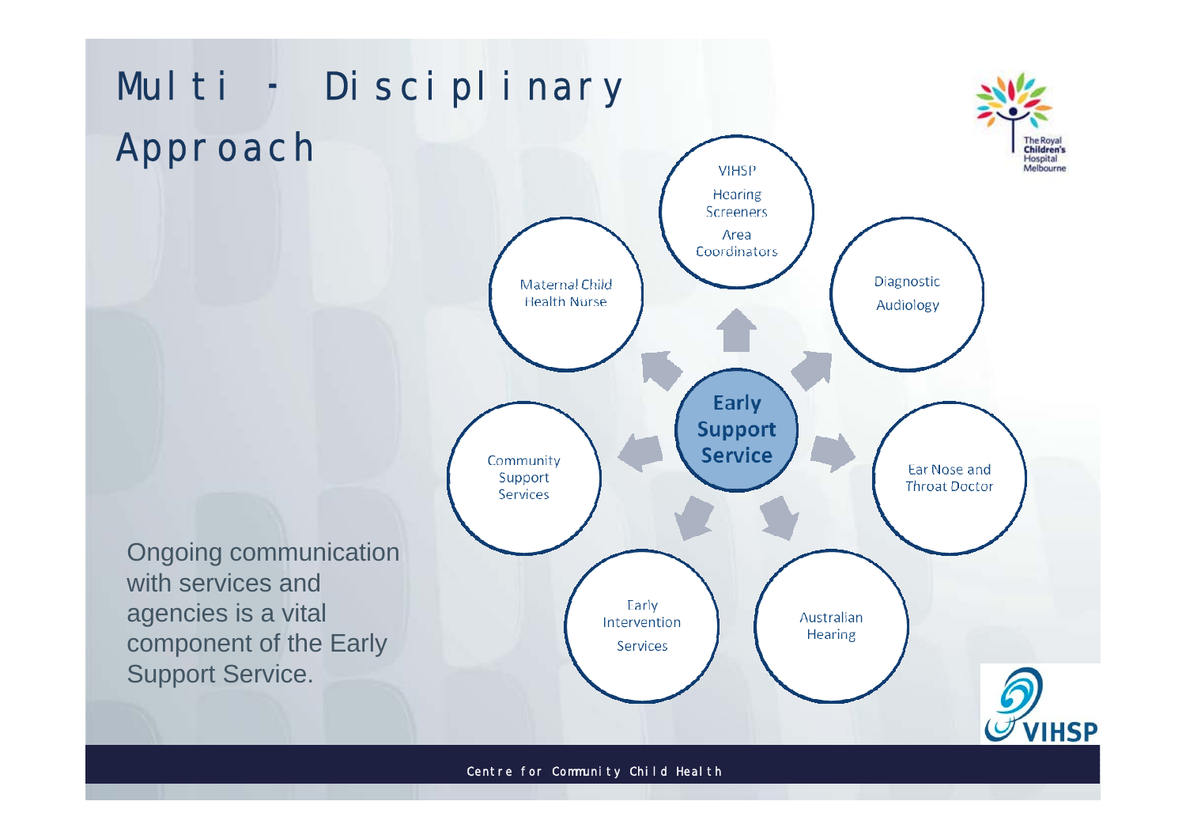# Multi - Disciplinary Approach

- Early Support Service
  - VIHSP Hearing Screeners Area Coordinators
  - Diagnostic Audiology
  - Ear Nose and Throat Doctor
  - Australian Hearing
  - Early Intervention Services
  - Community Support Services
  - Maternal Child Health Nurse

Ongoing communication with services and agencies is a vital component of the Early Support Service.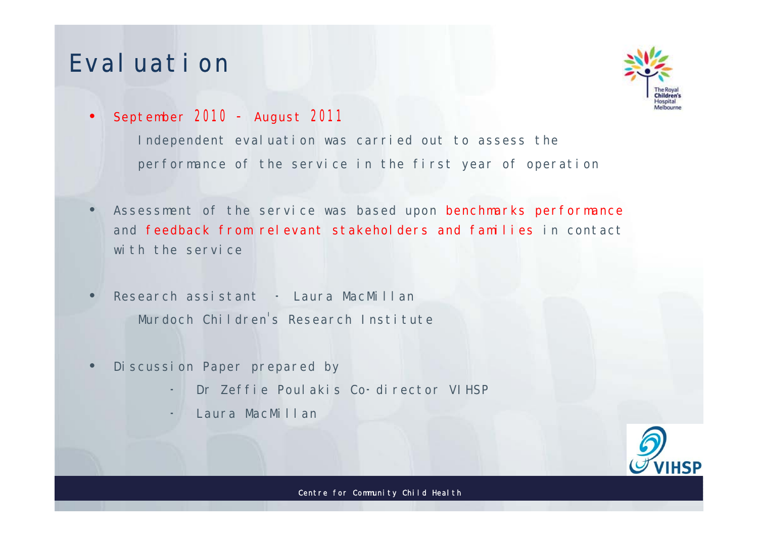# Evaluation

- September 2010 – August 2011

  Independent evaluation was carried out to assess the performance of the service in the first year of operation

- Assessment of the service was based upon benchmarks performance and feedback from relevant stakeholders and families in contact with the service

- Research assistant - Laura MacMillan

  Murdoch Children's Research Institute

- Discussion Paper prepared by
  - Dr Zeffie Poulakis Co-director VIHSP
  - Laura MacMillan

Centre for Community Child Health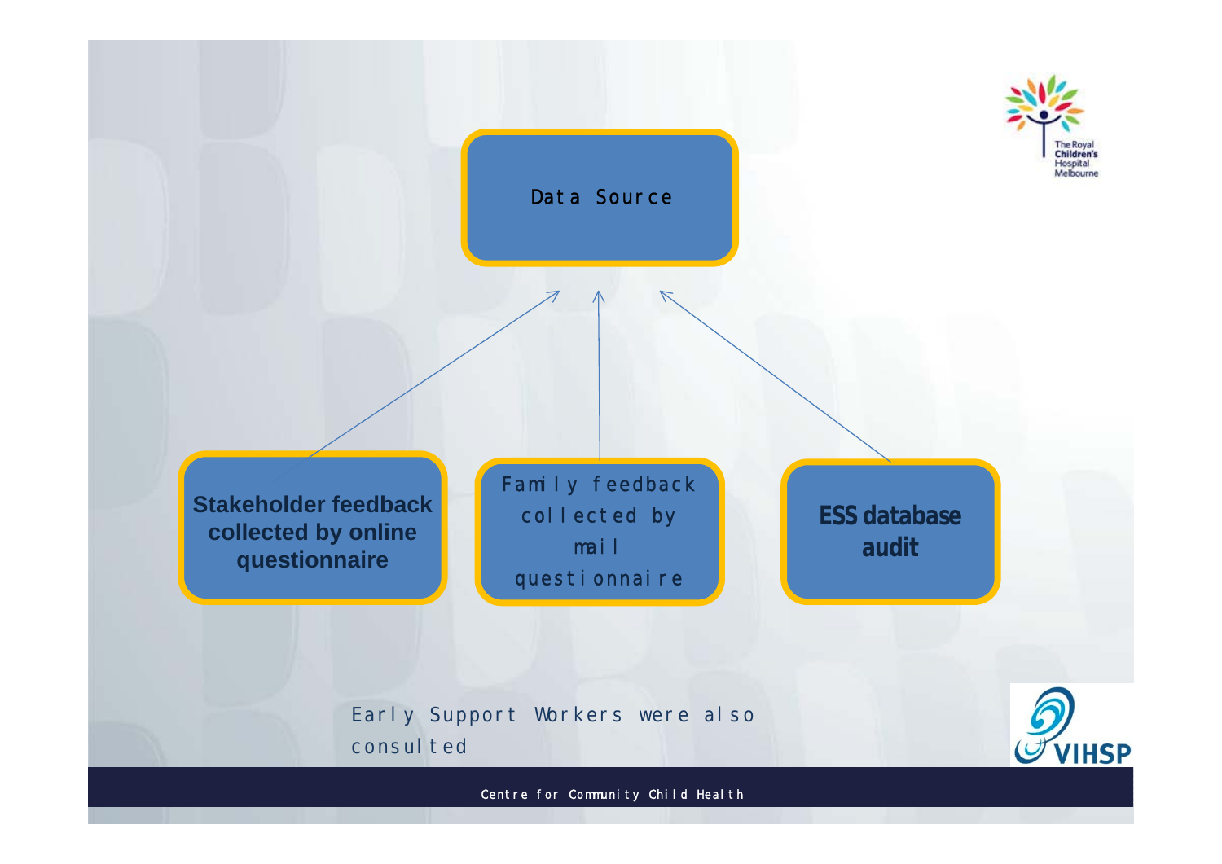# Data Source

- **Stakeholder feedback collected by online questionnaire**
- Family feedback collected by mail questionnaire
- **ESS database audit**

Early Support Workers were also consulted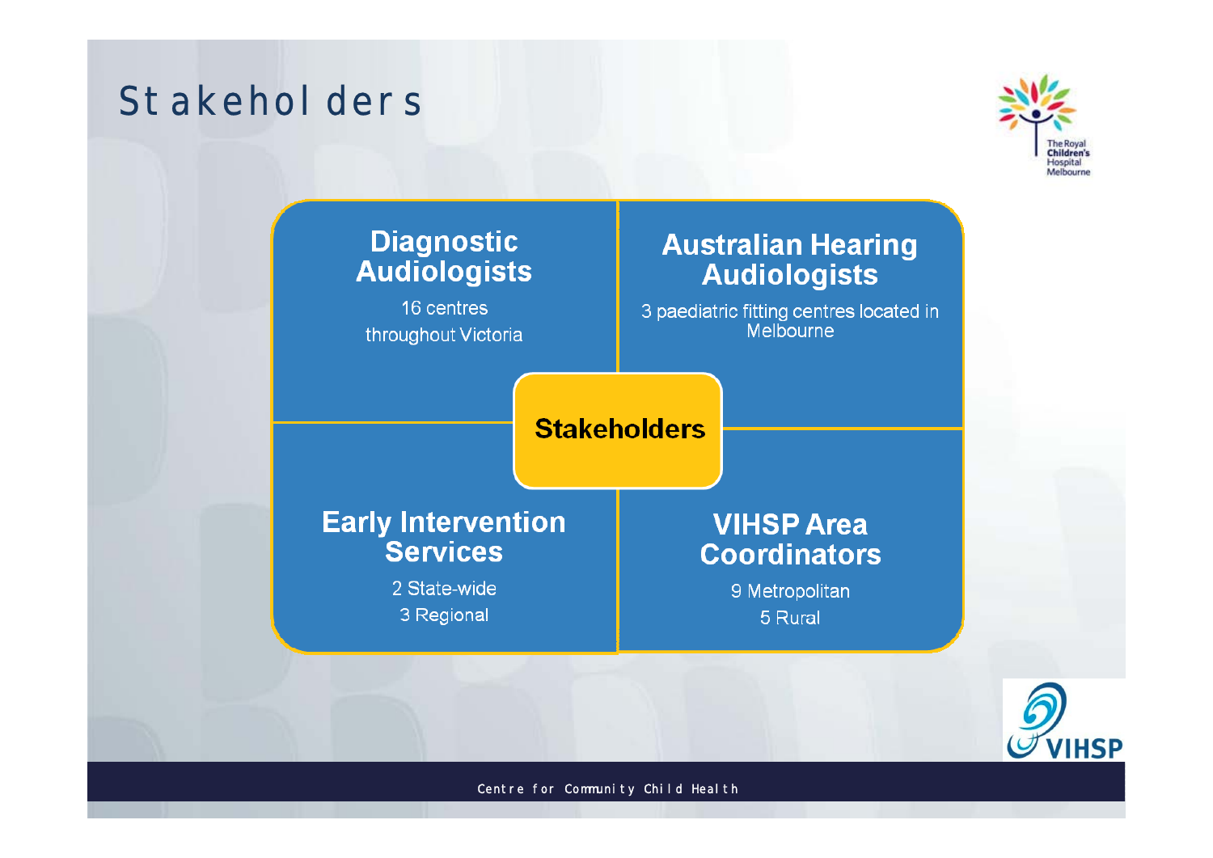# Stakeholders

## Stakeholders

### Diagnostic Audiologists

16 centres throughout Victoria

### Australian Hearing Audiologists

3 paediatric fitting centres located in Melbourne

### Early Intervention Services

2 State-wide

3 Regional

### VIHSP Area Coordinators

9 Metropolitan

5 Rural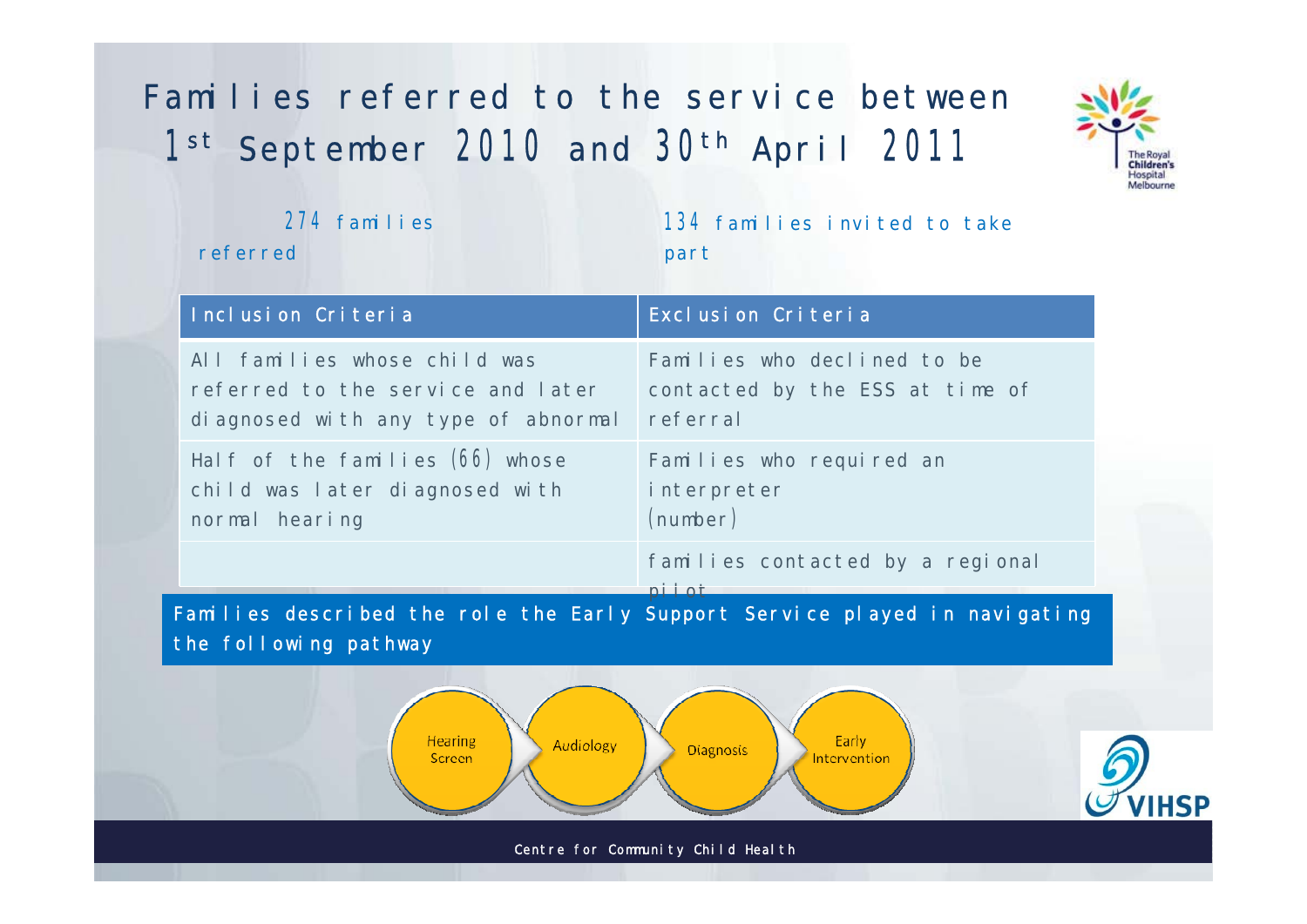# Families referred to the service between 1st September 2010 and 30th April 2011

274 families referred

134 families invited to take part

| Inclusion Criteria | Exclusion Criteria |
|---|---|
| All families whose child was referred to the service and later diagnosed with any type of abnormal | Families who declined to be contacted by the ESS at time of referral |
| Half of the families (66) whose child was later diagnosed with normal hearing | Families who required an interpreter (number) |
| | families contacted by a regional pilot |

Families described the role the Early Support Service played in navigating the following pathway

Hearing Screen → Audiology → Diagnosis → Early Intervention

Centre for Community Child Health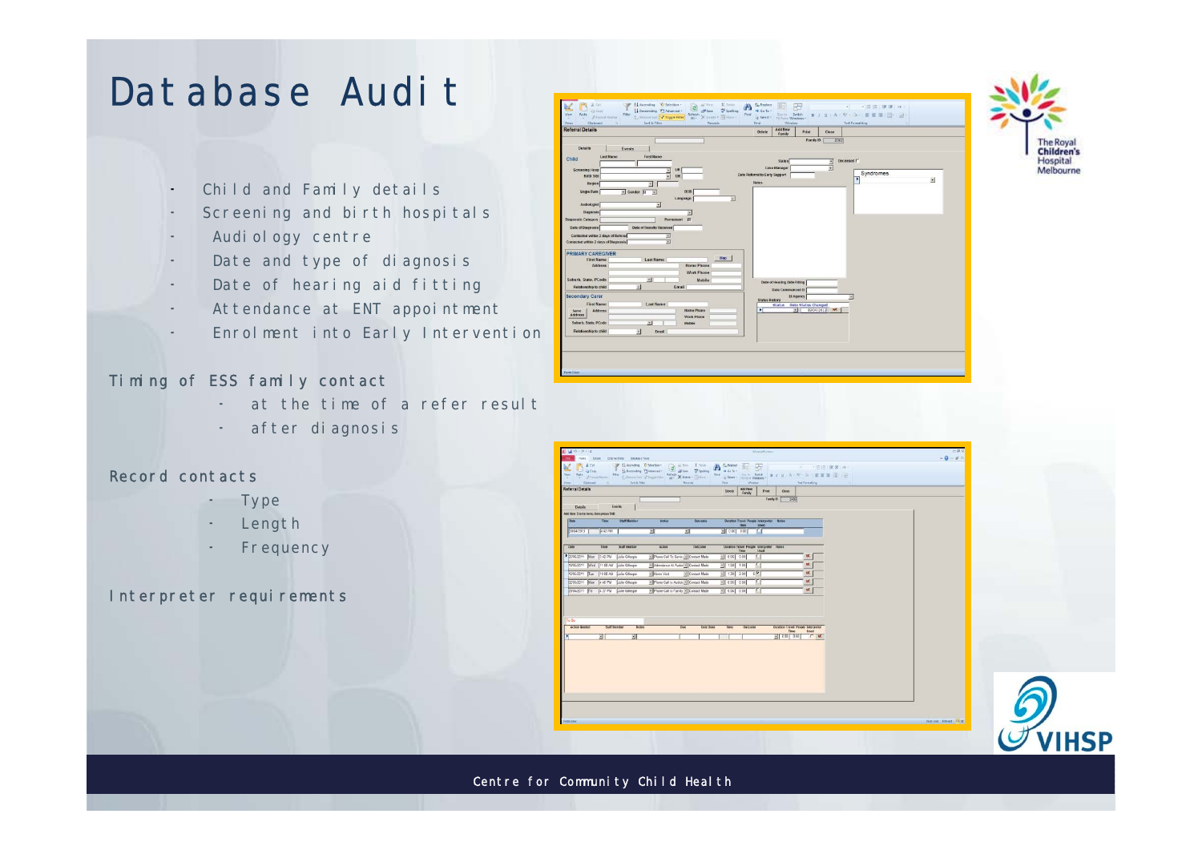# Database Audit

- Child and Family details
- Screening and birth hospitals
- Audiology centre
- Date and type of diagnosis
- Date of hearing aid fitting
- Attendance at ENT appointment
- Enrolment into Early Intervention

Timing of ESS family contact

- at the time of a refer result
- after diagnosis

Record contacts

- Type
- Length
- Frequency

Interpreter requirements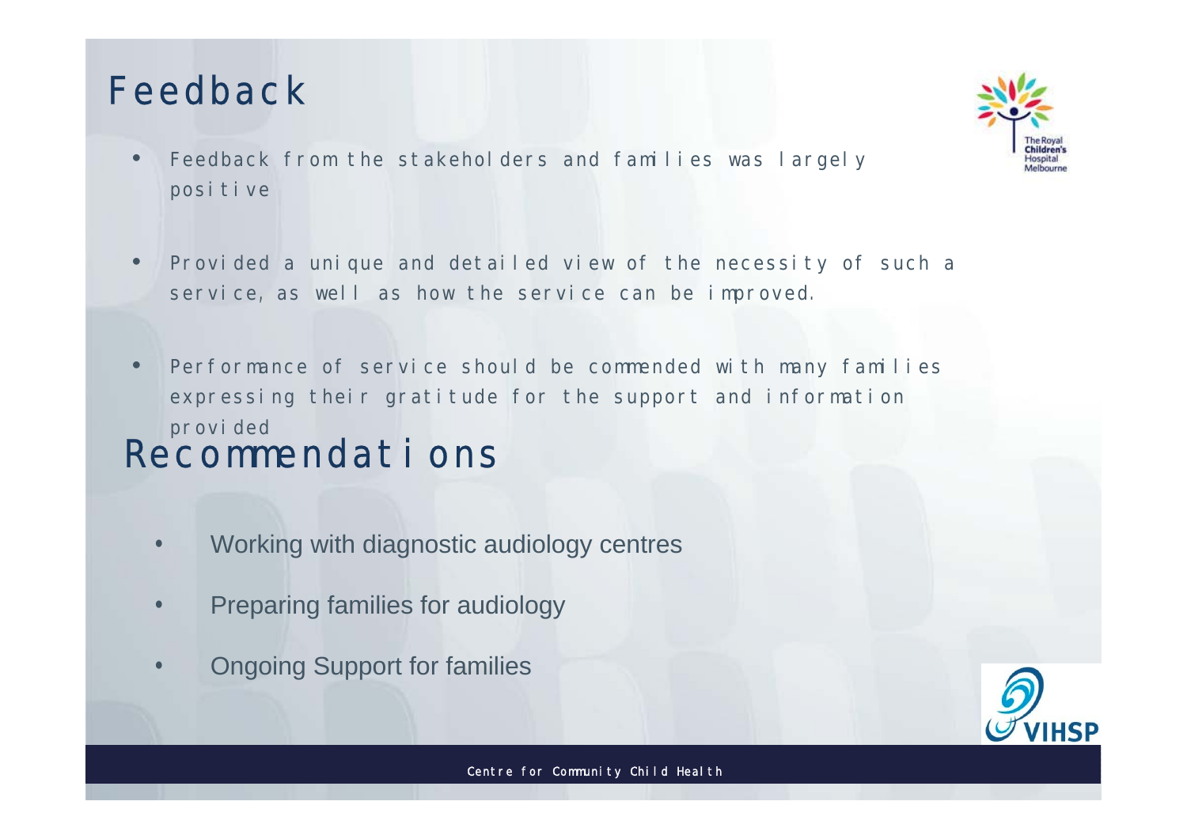# Feedback

- Feedback from the stakeholders and families was largely positive
- Provided a unique and detailed view of the necessity of such a service, as well as how the service can be improved.
- Performance of service should be commended with many families expressing their gratitude for the support and information provided

# Recommendations

- Working with diagnostic audiology centres
- Preparing families for audiology
- Ongoing Support for families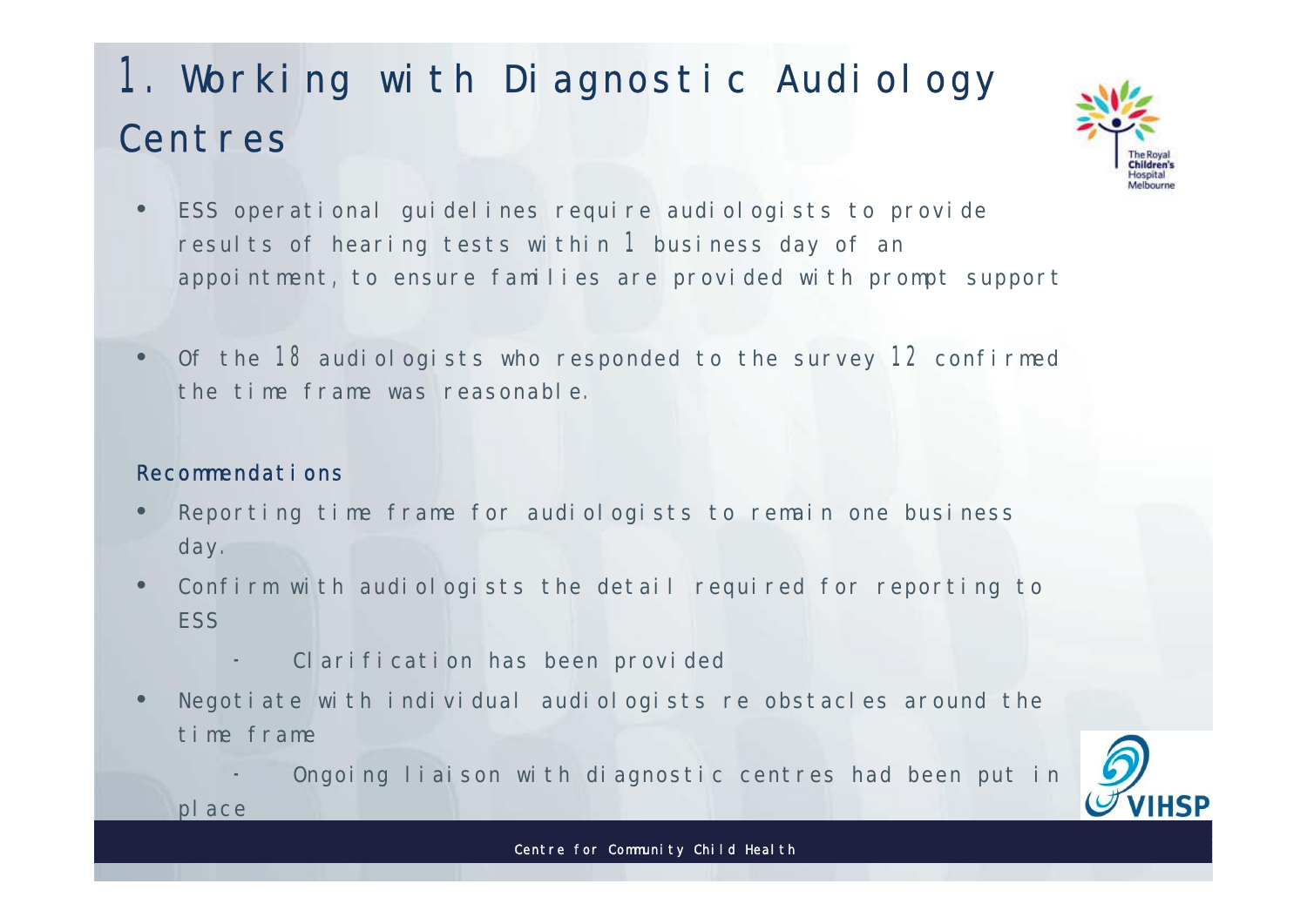# 1. Working with Diagnostic Audiology Centres

- ESS operational guidelines require audiologists to provide results of hearing tests within 1 business day of an appointment, to ensure families are provided with prompt support

- Of the 18 audiologists who responded to the survey 12 confirmed the time frame was reasonable.

## Recommendations

- Reporting time frame for audiologists to remain one business day.
- Confirm with audiologists the detail required for reporting to ESS
  - Clarification has been provided
- Negotiate with individual audiologists re obstacles around the time frame
  - Ongoing liaison with diagnostic centres had been put in place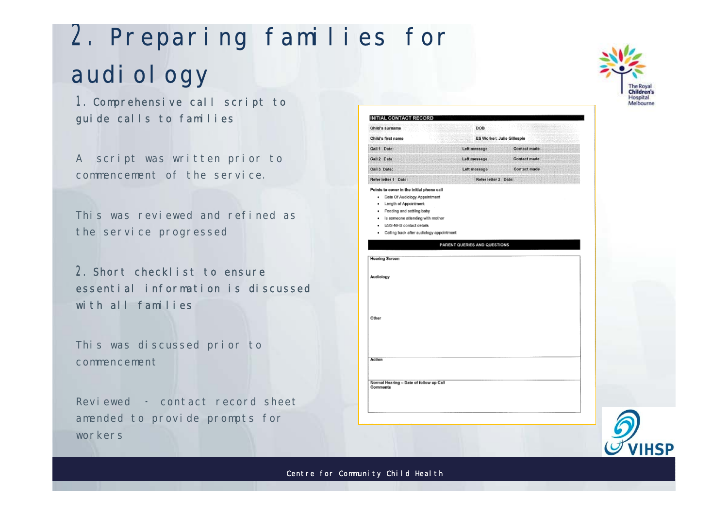# 2. Preparing families for audiology

1. Comprehensive call script to guide calls to families

A script was written prior to commencement of the service.

This was reviewed and refined as the service progressed

2. Short checklist to ensure essential information is discussed with all families

This was discussed prior to commencement

Reviewed - contact record sheet amended to provide prompts for workers

**INITIAL CONTACT RECORD**

| Child's surname | | DOB |
|---|---|---|
| Child's first name | | ES Worker: Julie Gillespie |
| Call 1 Date: | Left message | Contact made |
| Call 2 Date: | Left message | Contact made |
| Call 3 Date: | Left message | Contact made |
| Refer letter 1 Date: | | Refer letter 2 Date: |

Points to cover in the initial phone call

- Date Of Audiology Appointment
- Length of Appointment
- Feeding and settling baby
- Is someone attending with mother
- ESS-NHS contact details
- Calling back after audiology appointment

**PARENT QUERIES AND QUESTIONS**

Hearing Screen

Audiology

Other

Action

Normal Hearing – Date of follow up Call
Comments

Centre for Community Child Health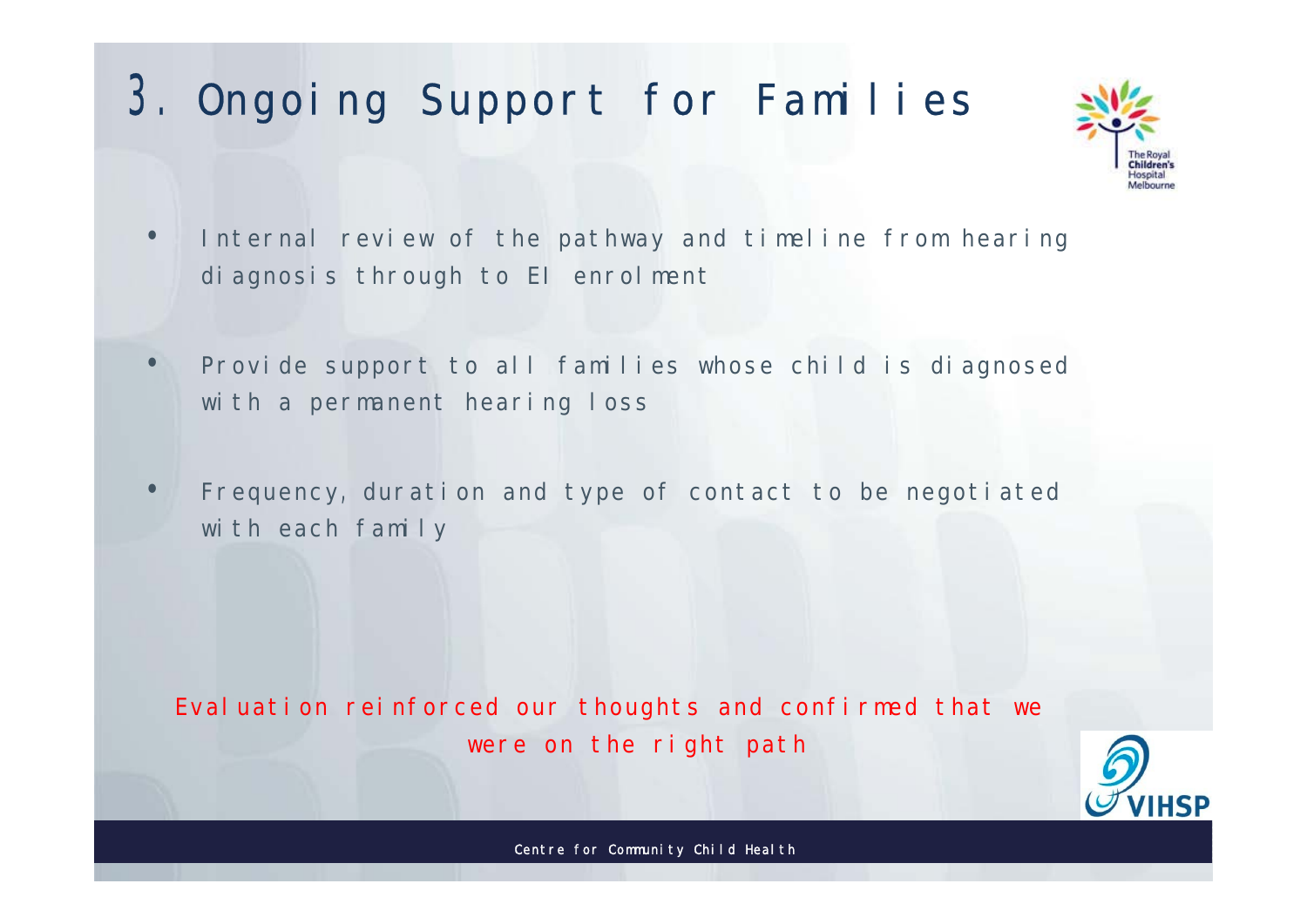# 3. Ongoing Support for Families

- Internal review of the pathway and timeline from hearing diagnosis through to EI enrolment
- Provide support to all families whose child is diagnosed with a permanent hearing loss
- Frequency, duration and type of contact to be negotiated with each family

Evaluation reinforced our thoughts and confirmed that we were on the right path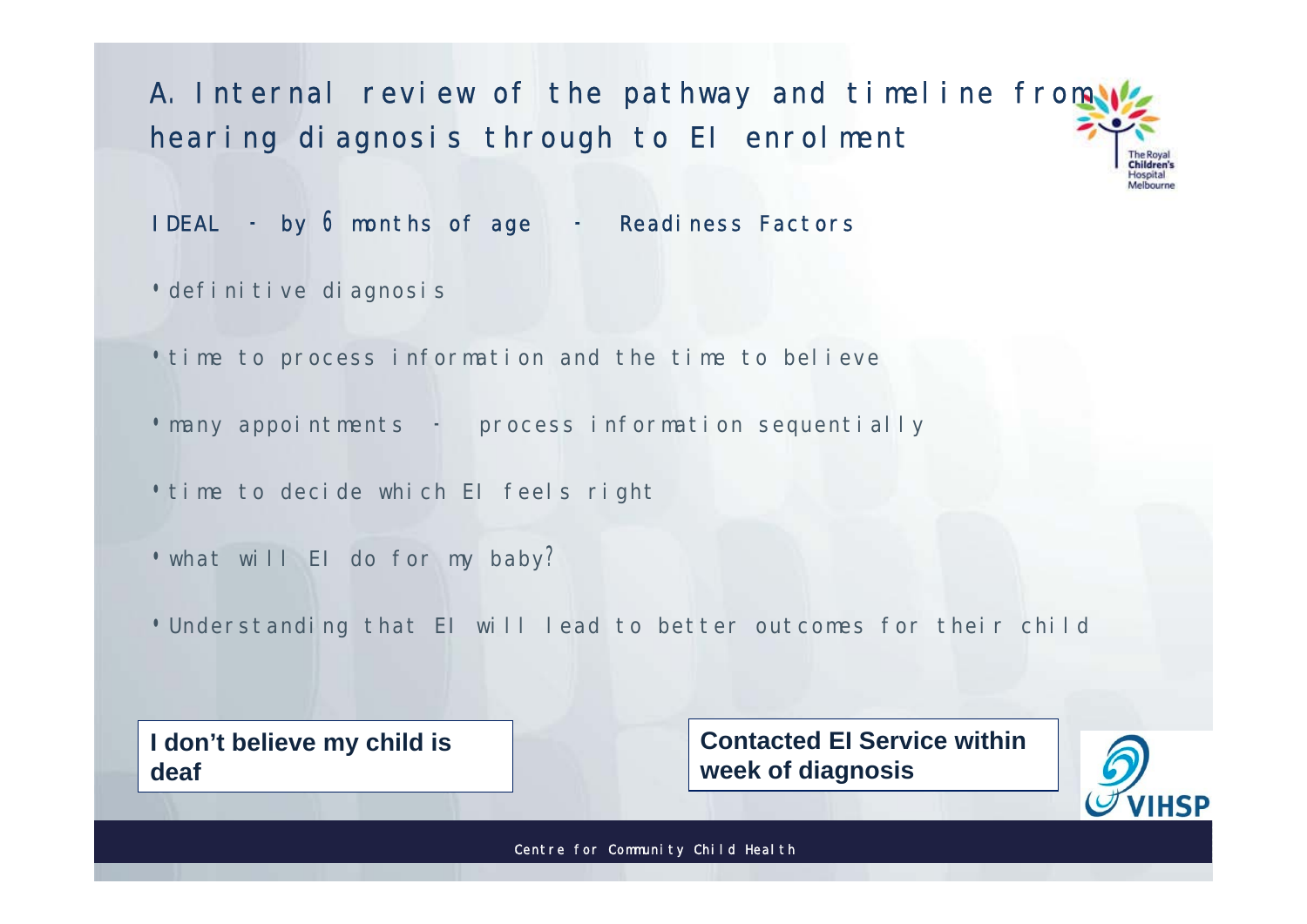## A. Internal review of the pathway and timeline from hearing diagnosis through to EI enrolment

IDEAL - by 6 months of age - Readiness Factors

- definitive diagnosis
- time to process information and the time to believe
- many appointments - process information sequentially
- time to decide which EI feels right
- what will EI do for my baby?
- Understanding that EI will lead to better outcomes for their child

**I don't believe my child is deaf**

**Contacted EI Service within week of diagnosis**

Centre for Community Child Health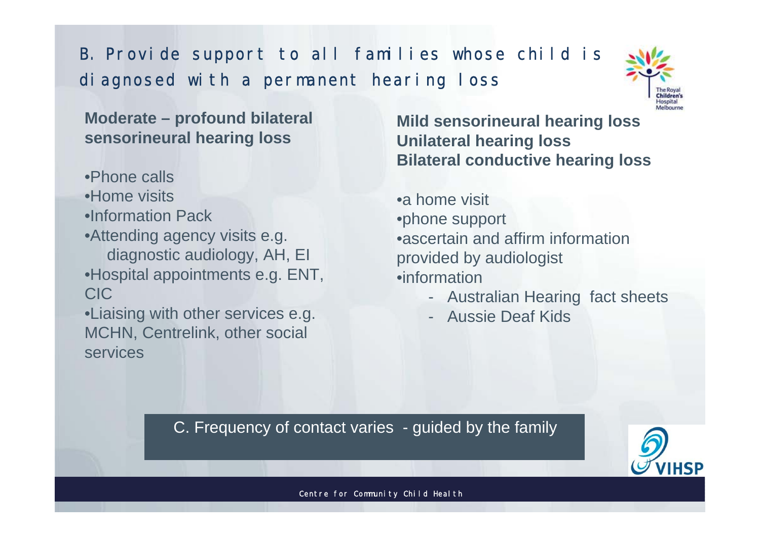## B. Provide support to all families whose child is diagnosed with a permanent hearing loss

**Moderate – profound bilateral sensorineural hearing loss**

- Phone calls
- Home visits
- Information Pack
- Attending agency visits e.g. diagnostic audiology, AH, EI
- Hospital appointments e.g. ENT, CIC
- Liaising with other services e.g. MCHN, Centrelink, other social services

**Mild sensorineural hearing loss**
**Unilateral hearing loss**
**Bilateral conductive hearing loss**

- a home visit
- phone support
- ascertain and affirm information provided by audiologist
- information
  - Australian Hearing fact sheets
  - Aussie Deaf Kids

C. Frequency of contact varies - guided by the family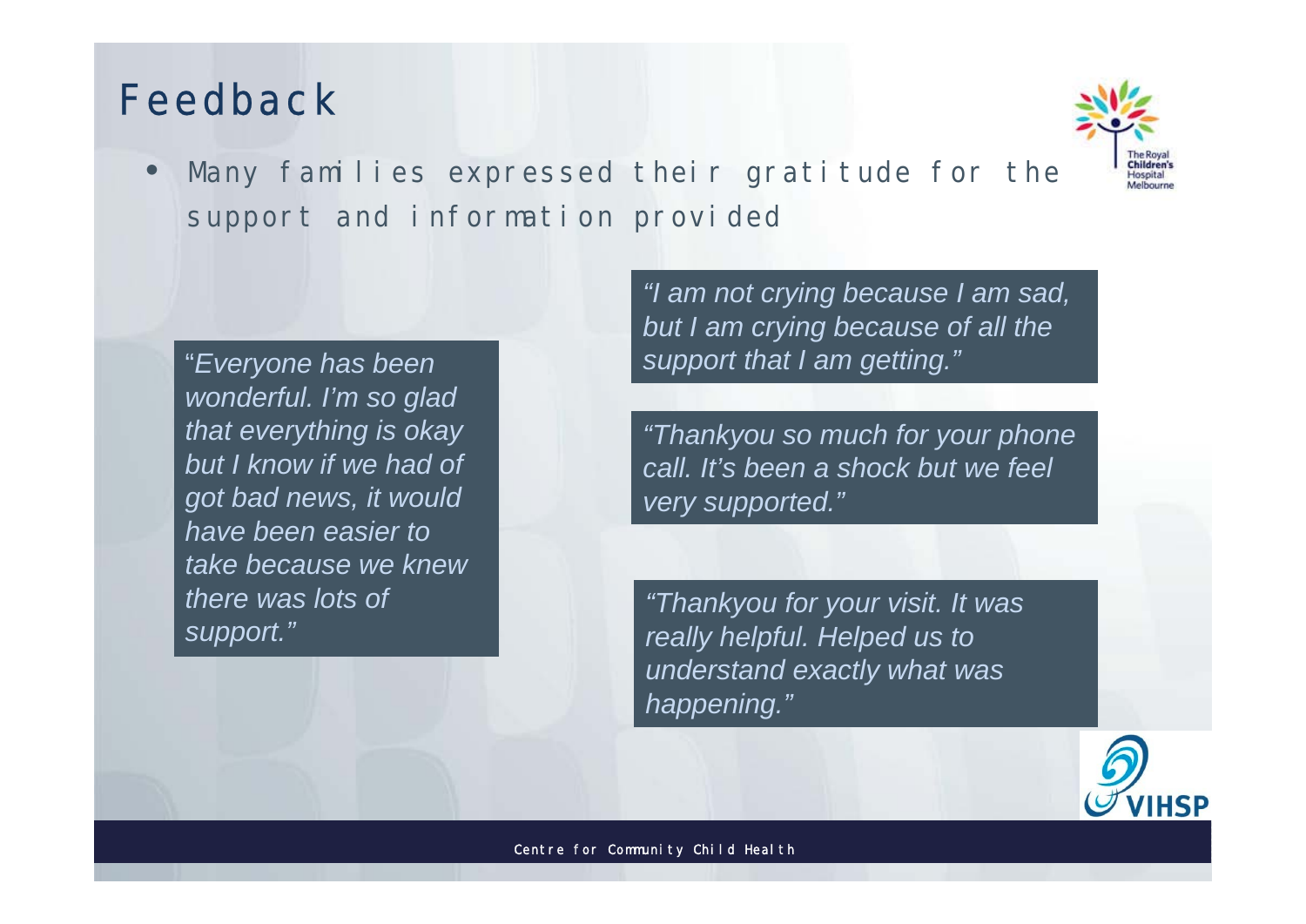# Feedback

- Many families expressed their gratitude for the support and information provided

*"Everyone has been wonderful. I'm so glad that everything is okay but I know if we had of got bad news, it would have been easier to take because we knew there was lots of support."*

*"I am not crying because I am sad, but I am crying because of all the support that I am getting."*

*"Thankyou so much for your phone call. It's been a shock but we feel very supported."*

*"Thankyou for your visit. It was really helpful. Helped us to understand exactly what was happening."*

Centre for Community Child Health